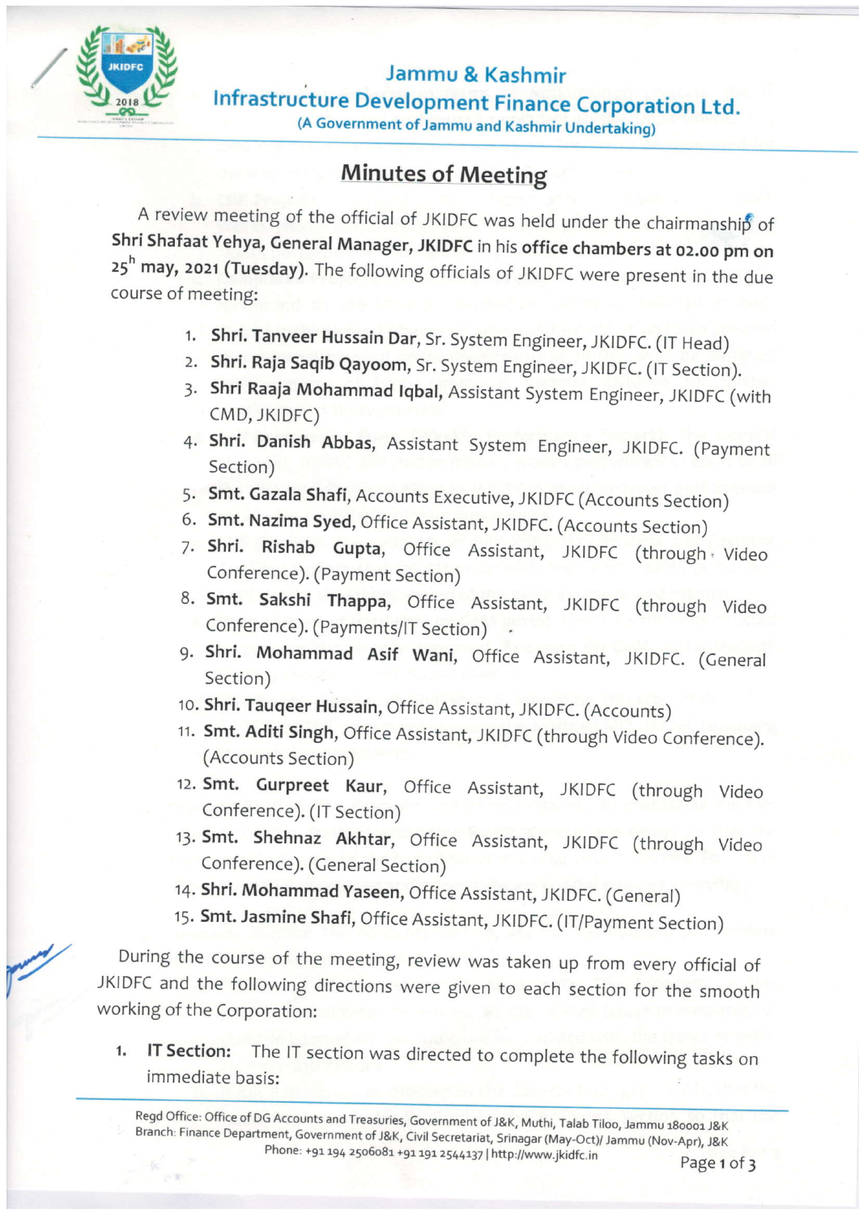# Jammu & Kashmir Infrastructure Development Finance Corporation Ltd.

(A Government of Jammu and Kashmir Undertaking)

## Minutes of Meeting

A review meeting of the official of JKIDFC was held under the chairmanship of **Shri Shafaat Yehya, General Manager, JKIDFC** in his **office chambers at 02.00 pm on 25^h may, 2021 (Tuesday).** The following officials of JKIDFC were present in the due course of meeting:

1. **Shri. Tanveer Hussain Dar**, Sr. System Engineer, JKIDFC. (IT Head)
2. **Shri. Raja Saqib Qayoom**, Sr. System Engineer, JKIDFC. (IT Section).
3. **Shri Raaja Mohammad Iqbal**, Assistant System Engineer, JKIDFC (with CMD, JKIDFC)
4. **Shri. Danish Abbas**, Assistant System Engineer, JKIDFC. (Payment Section)
5. **Smt. Gazala Shafi**, Accounts Executive, JKIDFC (Accounts Section)
6. **Smt. Nazima Syed**, Office Assistant, JKIDFC. (Accounts Section)
7. **Shri. Rishab Gupta**, Office Assistant, JKIDFC (through Video Conference). (Payment Section)
8. **Smt. Sakshi Thappa**, Office Assistant, JKIDFC (through Video Conference). (Payments/IT Section)
9. **Shri. Mohammad Asif Wani**, Office Assistant, JKIDFC. (General Section)
10. **Shri. Tauqeer Hussain**, Office Assistant, JKIDFC. (Accounts)
11. **Smt. Aditi Singh**, Office Assistant, JKIDFC (through Video Conference). (Accounts Section)
12. **Smt. Gurpreet Kaur**, Office Assistant, JKIDFC (through Video Conference). (IT Section)
13. **Smt. Shehnaz Akhtar**, Office Assistant, JKIDFC (through Video Conference). (General Section)
14. **Shri. Mohammad Yaseen**, Office Assistant, JKIDFC. (General)
15. **Smt. Jasmine Shafi**, Office Assistant, JKIDFC. (IT/Payment Section)

During the course of the meeting, review was taken up from every official of JKIDFC and the following directions were given to each section for the smooth working of the Corporation:

1. **IT Section:** The IT section was directed to complete the following tasks on immediate basis: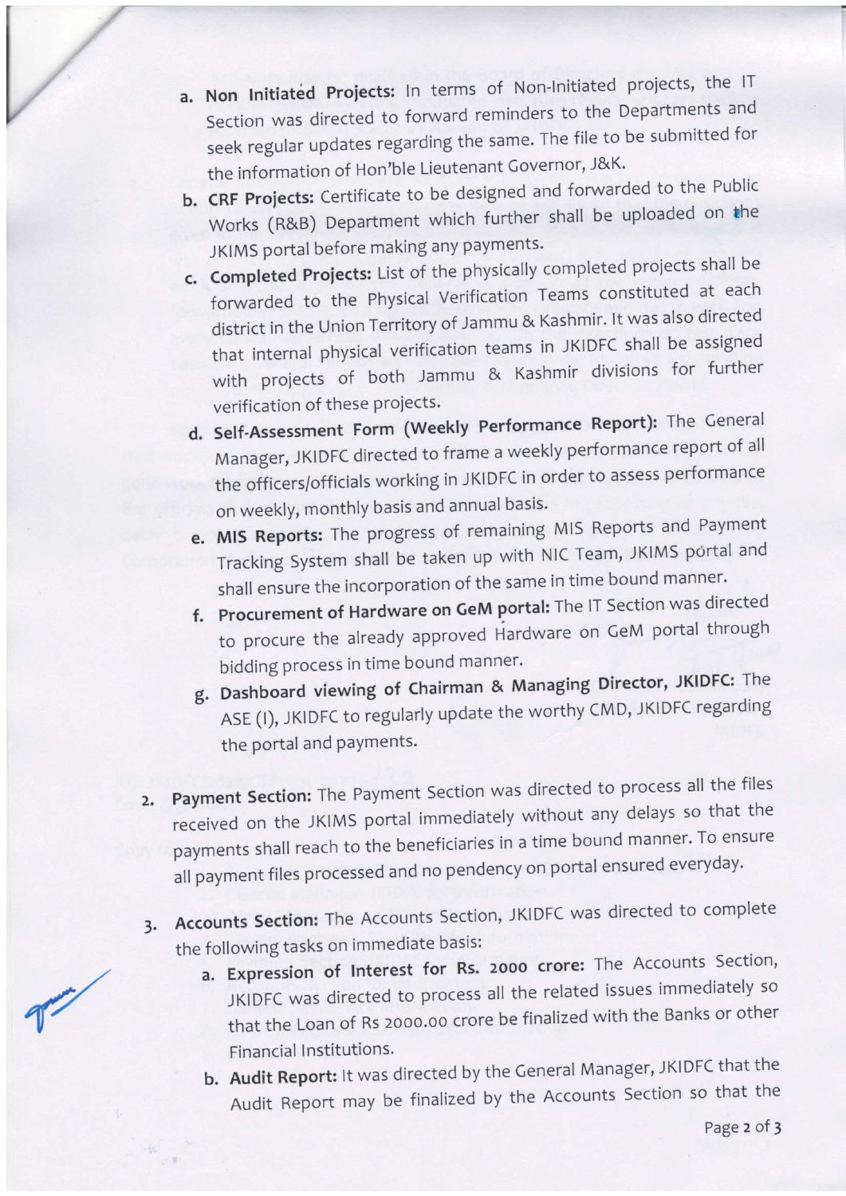a. **Non Initiated Projects:** In terms of Non-Initiated projects, the IT Section was directed to forward reminders to the Departments and seek regular updates regarding the same. The file to be submitted for the information of Hon'ble Lieutenant Governor, J&K.

b. **CRF Projects:** Certificate to be designed and forwarded to the Public Works (R&B) Department which further shall be uploaded on the JKIMS portal before making any payments.

c. **Completed Projects:** List of the physically completed projects shall be forwarded to the Physical Verification Teams constituted at each district in the Union Territory of Jammu & Kashmir. It was also directed that internal physical verification teams in JKIDFC shall be assigned with projects of both Jammu & Kashmir divisions for further verification of these projects.

d. **Self-Assessment Form (Weekly Performance Report):** The General Manager, JKIDFC directed to frame a weekly performance report of all the officers/officials working in JKIDFC in order to assess performance on weekly, monthly basis and annual basis.

e. **MIS Reports:** The progress of remaining MIS Reports and Payment Tracking System shall be taken up with NIC Team, JKIMS portal and shall ensure the incorporation of the same in time bound manner.

f. **Procurement of Hardware on GeM portal:** The IT Section was directed to procure the already approved Hardware on GeM portal through bidding process in time bound manner.

g. **Dashboard viewing of Chairman & Managing Director, JKIDFC:** The ASE (I), JKIDFC to regularly update the worthy CMD, JKIDFC regarding the portal and payments.

2. **Payment Section:** The Payment Section was directed to process all the files received on the JKIMS portal immediately without any delays so that the payments shall reach to the beneficiaries in a time bound manner. To ensure all payment files processed and no pendency on portal ensured everyday.

3. **Accounts Section:** The Accounts Section, JKIDFC was directed to complete the following tasks on immediate basis:

   a. **Expression of Interest for Rs. 2000 crore:** The Accounts Section, JKIDFC was directed to process all the related issues immediately so that the Loan of Rs 2000.00 crore be finalized with the Banks or other Financial Institutions.

   b. **Audit Report:** It was directed by the General Manager, JKIDFC that the Audit Report may be finalized by the Accounts Section so that the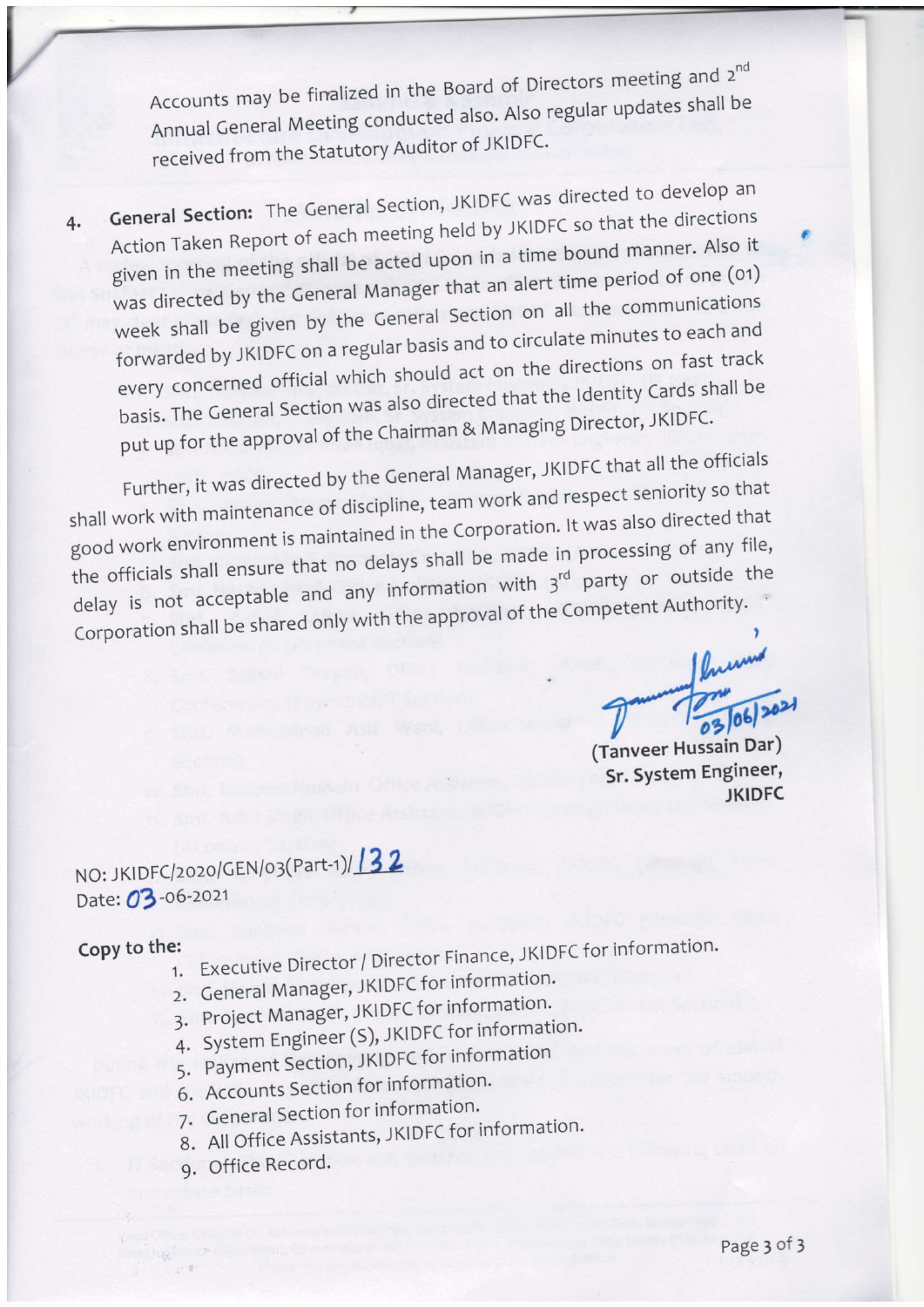Accounts may be finalized in the Board of Directors meeting and 2nd Annual General Meeting conducted also. Also regular updates shall be received from the Statutory Auditor of JKIDFC.

4. **General Section:** The General Section, JKIDFC was directed to develop an Action Taken Report of each meeting held by JKIDFC so that the directions given in the meeting shall be acted upon in a time bound manner. Also it was directed by the General Manager that an alert time period of one (01) week shall be given by the General Section on all the communications forwarded by JKIDFC on a regular basis and to circulate minutes to each and every concerned official which should act on the directions on fast track basis. The General Section was also directed that the Identity Cards shall be put up for the approval of the Chairman & Managing Director, JKIDFC.

Further, it was directed by the General Manager, JKIDFC that all the officials shall work with maintenance of discipline, team work and respect seniority so that good work environment is maintained in the Corporation. It was also directed that the officials shall ensure that no delays shall be made in processing of any file, delay is not acceptable and any information with 3rd party or outside the Corporation shall be shared only with the approval of the Competent Authority.

03/06/2021

(Tanveer Hussain Dar)
Sr. System Engineer,
JKIDFC

NO: JKIDFC/2020/GEN/03(Part-1)/132
Date: 03-06-2021

**Copy to the:**

1. Executive Director / Director Finance, JKIDFC for information.
2. General Manager, JKIDFC for information.
3. Project Manager, JKIDFC for information.
4. System Engineer (S), JKIDFC for information.
5. Payment Section, JKIDFC for information
6. Accounts Section for information.
7. General Section for information.
8. All Office Assistants, JKIDFC for information.
9. Office Record.